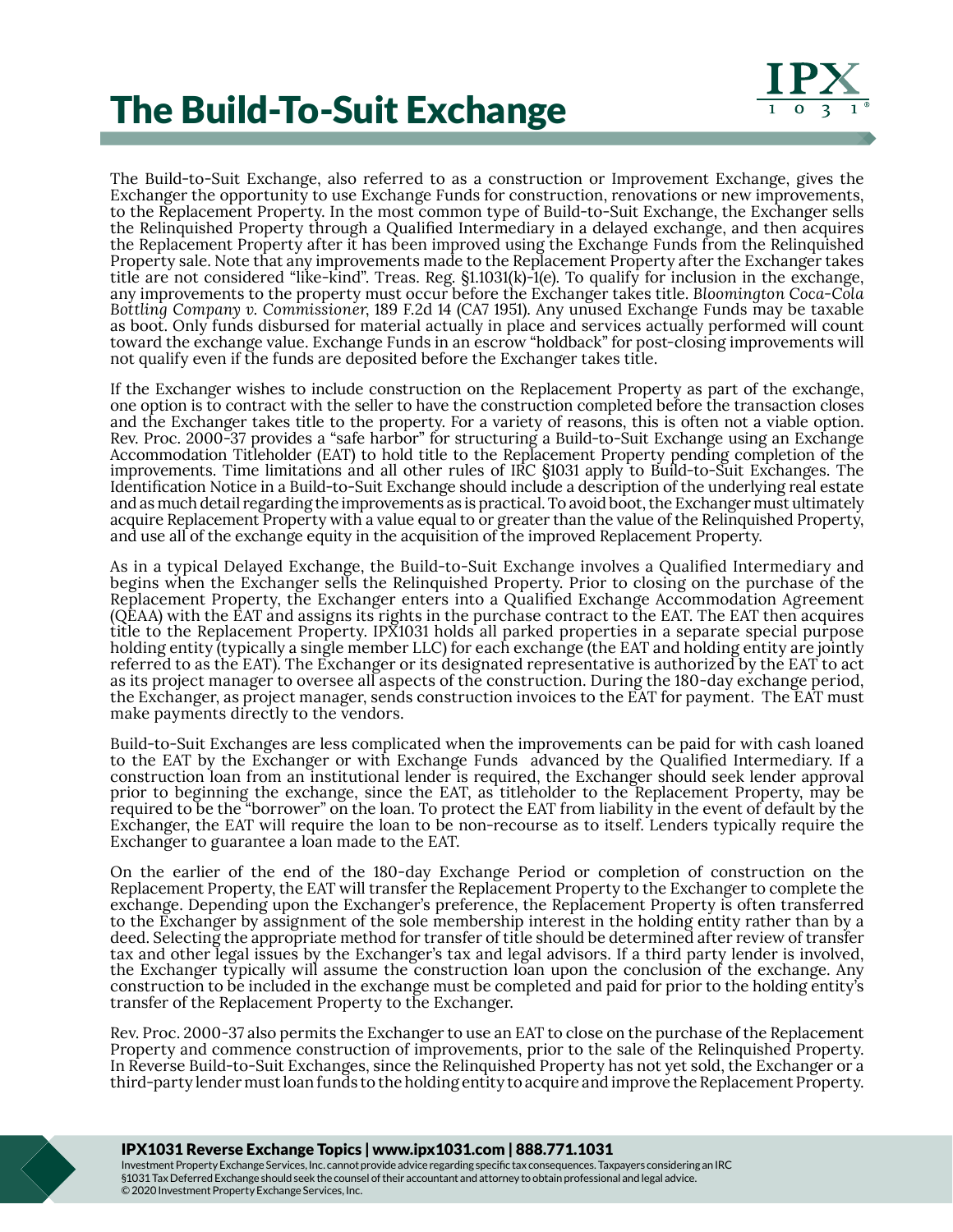# The Build-To-Suit Exchange

The Build-to-Suit Exchange, also referred to as a construction or Improvement Exchange, gives the Exchanger the opportunity to use Exchange Funds for construction, renovations or new improvements, to the Replacement Property. In the most common type of Build-to-Suit Exchange, the Exchanger sells the Relinquished Property through a Qualified Intermediary in a delayed exchange, and then acquires the Replacement Property after it has been improved using the Exchange Funds from the Relinquished Property sale. Note that any improvements made to the Replacement Property after the Exchanger takes title are not considered "like-kind". Treas. Reg. §1.1031(k)-1(e). To qualify for inclusion in the exchange, any improvements to the property must occur before the Exchanger takes title. *Bloomington Coca-Cola Bottling Company v. Commissioner*, 189 F.2d 14 (CA7 1951). Any unused Exchange Funds may be taxable as boot. Only funds disbursed for material actually in place and services actually performed will count toward the exchange value. Exchange Funds in an escrow "holdback" for post-closing improvements will not qualify even if the funds are deposited before the Exchanger takes title.

If the Exchanger wishes to include construction on the Replacement Property as part of the exchange, one option is to contract with the seller to have the construction completed before the transaction closes and the Exchanger takes title to the property. For a variety of reasons, this is often not a viable option. Rev. Proc. 2000-37 provides a "safe harbor" for structuring a Build-to-Suit Exchange using an Exchange Accommodation Titleholder (EAT) to hold title to the Replacement Property pending completion of the improvements. Time limitations and all other rules of IRC §1031 apply to Build-to-Suit Exchanges. The Identification Notice in a Build-to-Suit Exchange should include a description of the underlying real estate and as much detail regarding the improvements as is practical. To avoid boot, the Exchanger must ultimately acquire Replacement Property with a value equal to or greater than the value of the Relinquished Property, and use all of the exchange equity in the acquisition of the improved Replacement Property.

As in a typical Delayed Exchange, the Build-to-Suit Exchange involves a Qualified Intermediary and begins when the Exchanger sells the Relinquished Property. Prior to closing on the purchase of the Replacement Property, the Exchanger enters into a Qualified Exchange Accommodation Agreement (QEAA) with the EAT and assigns its rights in the purchase contract to the EAT. The EAT then acquires title to the Replacement Property. IPX1031 holds all parked properties in a separate special purpose holding entity (typically a single member LLC) for each exchange (the EAT and holding entity are jointly referred to as the EAT). The Exchanger or its designated representative is authorized by the EAT to act as its project manager to oversee all aspects of the construction. During the 180-day exchange period, the Exchanger, as project manager, sends construction invoices to the EAT for payment. The EAT must make payments directly to the vendors.

Build-to-Suit Exchanges are less complicated when the improvements can be paid for with cash loaned to the EAT by the Exchanger or with Exchange Funds advanced by the Qualified Intermediary. If a construction loan from an institutional lender is required, the Exchanger should seek lender approval prior to beginning the exchange, since the EAT, as titleholder to the Replacement Property, may be required to be the "borrower" on the loan. To protect the EAT from liability in the event of default by the Exchanger, the EAT will require the loan to be non-recourse as to itself. Lenders typically require the Exchanger to guarantee a loan made to the EAT.

On the earlier of the end of the 180-day Exchange Period or completion of construction on the Replacement Property, the EAT will transfer the Replacement Property to the Exchanger to complete the exchange. Depending upon the Exchanger's preference, the Replacement Property is often transferred to the Exchanger by assignment of the sole membership interest in the holding entity rather than by a deed. Selecting the appropriate method for transfer of title should be determined after review of transfer tax and other legal issues by the Exchanger's tax and legal advisors. If a third party lender is involved, the Exchanger typically will assume the construction loan upon the conclusion of the exchange. Any construction to be included in the exchange must be completed and paid for prior to the holding entity's transfer of the Replacement Property to the Exchanger.

Rev. Proc. 2000-37 also permits the Exchanger to use an EAT to close on the purchase of the Replacement Property and commence construction of improvements, prior to the sale of the Relinquished Property. In Reverse Build-to-Suit Exchanges, since the Relinquished Property has not yet sold, the Exchanger or a third-party lender must loan funds to the holding entity to acquire and improve the Replacement Property.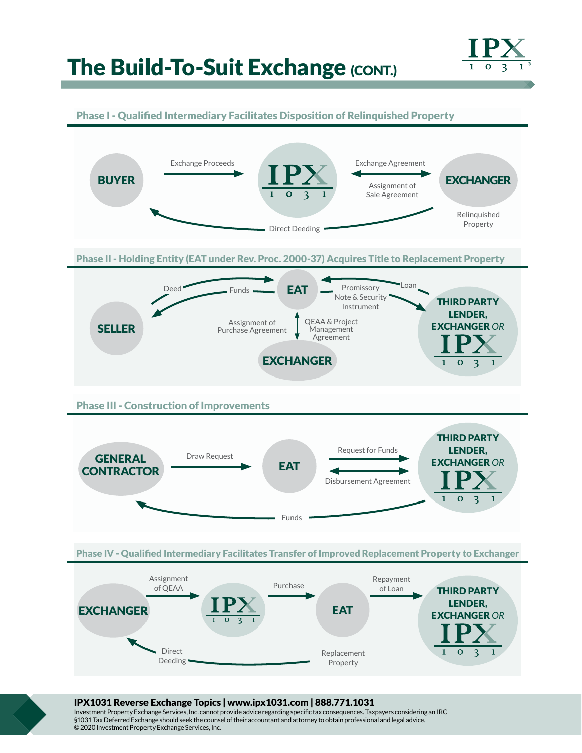# The Build-To-Suit Exchange (CONT.)

## Phase I - Qualified Intermediary Facilitates Disposition of Relinquished Property

BUYER

Exchange Proceeds

IPX 1031

Exchange Agreement

Assignment of Sale Agreement

EXCHANGER

Relinquished Property

Direct Deeding

## Phase II - Holding Entity (EAT under Rev. Proc. 2000-37) Acquires Title to Replacement Property

SELLER

Deed

Funds

EAT

Promissory Note & Security Instrument

Loan

THIRD PARTY LENDER, EXCHANGER *OR* IPX 1031

Assignment of Purchase Agreement

QEAA & Project Management Agreement

EXCHANGER

## Phase III - Construction of Improvements

GENERAL CONTRACTOR

Draw Request

EAT

Request for Funds

Disbursement Agreement

THIRD PARTY LENDER, EXCHANGER *OR* IPX 1031

Funds

## Phase IV - Qualified Intermediary Facilitates Transfer of Improved Replacement Property to Exchanger

EXCHANGER

Assignment of QEAA

IPX 1031

Purchase

EAT

Repayment of Loan

THIRD PARTY LENDER, EXCHANGER *OR* IPX 1031

Direct Deeding

Replacement Property

**IPX1031 Reverse Exchange Topics | www.ipx1031.com | 888.771.1031**

Investment Property Exchange Services, Inc. cannot provide advice regarding specific tax consequences. Taxpayers considering an IRC §1031 Tax Deferred Exchange should seek the counsel of their accountant and attorney to obtain professional and legal advice.

© 2020 Investment Property Exchange Services, Inc.